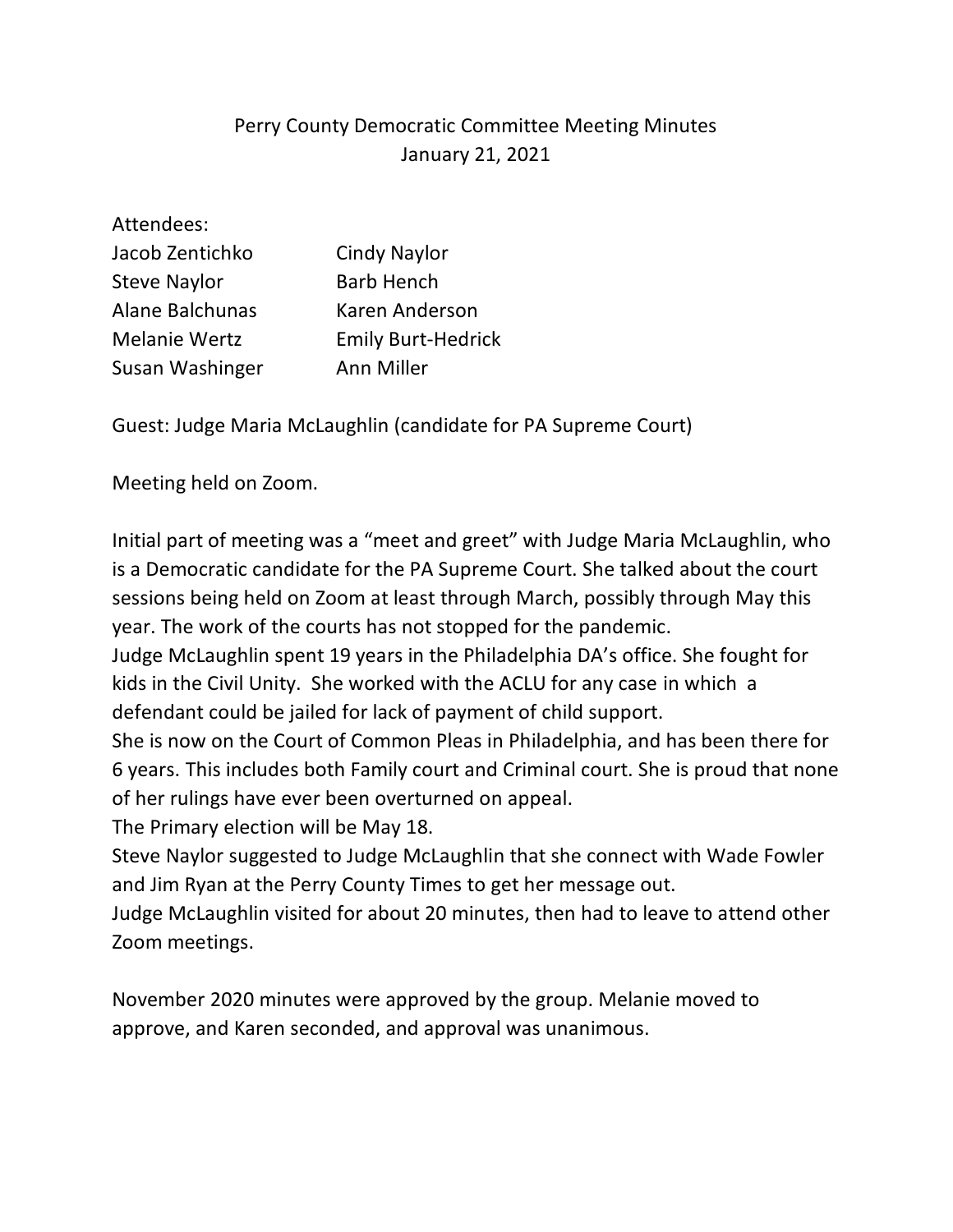# Perry County Democratic Committee Meeting Minutes
January 21, 2021

Attendees:

| | |
|---|---|
| Jacob Zentichko | Cindy Naylor |
| Steve Naylor | Barb Hench |
| Alane Balchunas | Karen Anderson |
| Melanie Wertz | Emily Burt-Hedrick |
| Susan Washinger | Ann Miller |

Guest: Judge Maria McLaughlin (candidate for PA Supreme Court)

Meeting held on Zoom.

Initial part of meeting was a "meet and greet" with Judge Maria McLaughlin, who is a Democratic candidate for the PA Supreme Court. She talked about the court sessions being held on Zoom at least through March, possibly through May this year. The work of the courts has not stopped for the pandemic.
Judge McLaughlin spent 19 years in the Philadelphia DA's office. She fought for kids in the Civil Unity. She worked with the ACLU for any case in which a defendant could be jailed for lack of payment of child support.
She is now on the Court of Common Pleas in Philadelphia, and has been there for 6 years. This includes both Family court and Criminal court. She is proud that none of her rulings have ever been overturned on appeal.
The Primary election will be May 18.
Steve Naylor suggested to Judge McLaughlin that she connect with Wade Fowler and Jim Ryan at the Perry County Times to get her message out.
Judge McLaughlin visited for about 20 minutes, then had to leave to attend other Zoom meetings.

November 2020 minutes were approved by the group. Melanie moved to approve, and Karen seconded, and approval was unanimous.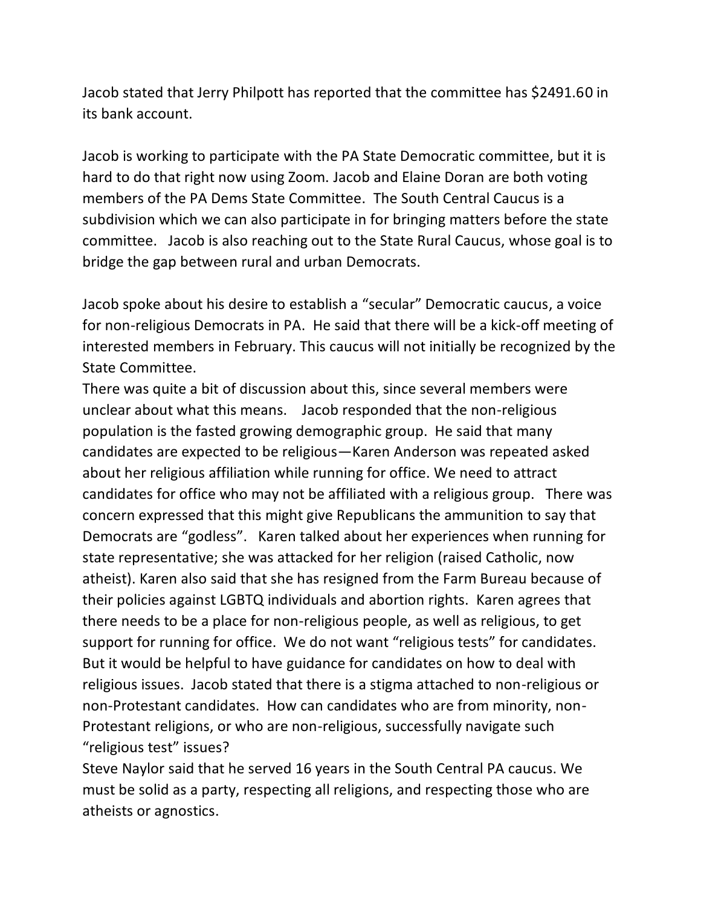Jacob stated that Jerry Philpott has reported that the committee has $2491.60 in its bank account.

Jacob is working to participate with the PA State Democratic committee, but it is hard to do that right now using Zoom. Jacob and Elaine Doran are both voting members of the PA Dems State Committee. The South Central Caucus is a subdivision which we can also participate in for bringing matters before the state committee. Jacob is also reaching out to the State Rural Caucus, whose goal is to bridge the gap between rural and urban Democrats.

Jacob spoke about his desire to establish a "secular" Democratic caucus, a voice for non-religious Democrats in PA. He said that there will be a kick-off meeting of interested members in February. This caucus will not initially be recognized by the State Committee.
There was quite a bit of discussion about this, since several members were unclear about what this means. Jacob responded that the non-religious population is the fasted growing demographic group. He said that many candidates are expected to be religious—Karen Anderson was repeated asked about her religious affiliation while running for office. We need to attract candidates for office who may not be affiliated with a religious group. There was concern expressed that this might give Republicans the ammunition to say that Democrats are "godless". Karen talked about her experiences when running for state representative; she was attacked for her religion (raised Catholic, now atheist). Karen also said that she has resigned from the Farm Bureau because of their policies against LGBTQ individuals and abortion rights. Karen agrees that there needs to be a place for non-religious people, as well as religious, to get support for running for office. We do not want "religious tests" for candidates. But it would be helpful to have guidance for candidates on how to deal with religious issues. Jacob stated that there is a stigma attached to non-religious or non-Protestant candidates. How can candidates who are from minority, non-Protestant religions, or who are non-religious, successfully navigate such "religious test" issues?
Steve Naylor said that he served 16 years in the South Central PA caucus. We must be solid as a party, respecting all religions, and respecting those who are atheists or agnostics.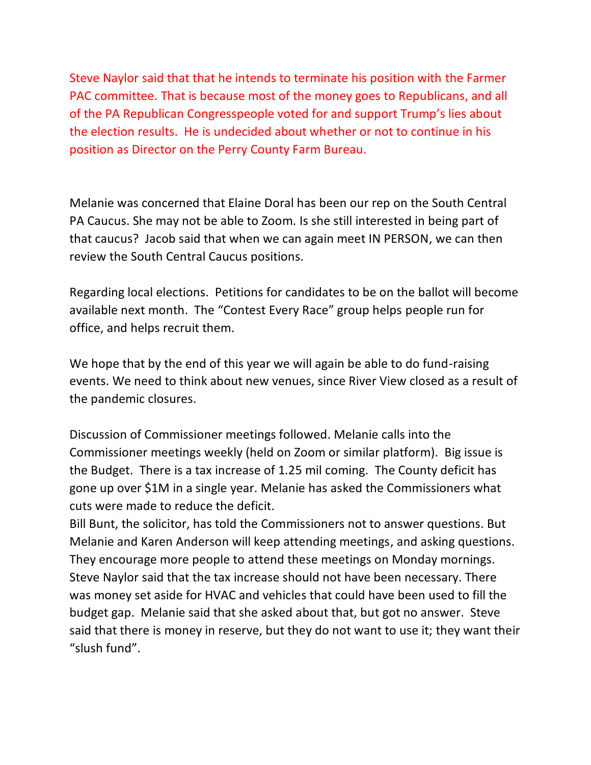Steve Naylor said that that he intends to terminate his position with the Farmer PAC committee. That is because most of the money goes to Republicans, and all of the PA Republican Congresspeople voted for and support Trump's lies about the election results. He is undecided about whether or not to continue in his position as Director on the Perry County Farm Bureau.

Melanie was concerned that Elaine Doral has been our rep on the South Central PA Caucus. She may not be able to Zoom. Is she still interested in being part of that caucus? Jacob said that when we can again meet IN PERSON, we can then review the South Central Caucus positions.

Regarding local elections. Petitions for candidates to be on the ballot will become available next month. The "Contest Every Race" group helps people run for office, and helps recruit them.

We hope that by the end of this year we will again be able to do fund-raising events. We need to think about new venues, since River View closed as a result of the pandemic closures.

Discussion of Commissioner meetings followed. Melanie calls into the Commissioner meetings weekly (held on Zoom or similar platform). Big issue is the Budget. There is a tax increase of 1.25 mil coming. The County deficit has gone up over $1M in a single year. Melanie has asked the Commissioners what cuts were made to reduce the deficit.
Bill Bunt, the solicitor, has told the Commissioners not to answer questions. But Melanie and Karen Anderson will keep attending meetings, and asking questions. They encourage more people to attend these meetings on Monday mornings. Steve Naylor said that the tax increase should not have been necessary. There was money set aside for HVAC and vehicles that could have been used to fill the budget gap. Melanie said that she asked about that, but got no answer. Steve said that there is money in reserve, but they do not want to use it; they want their "slush fund".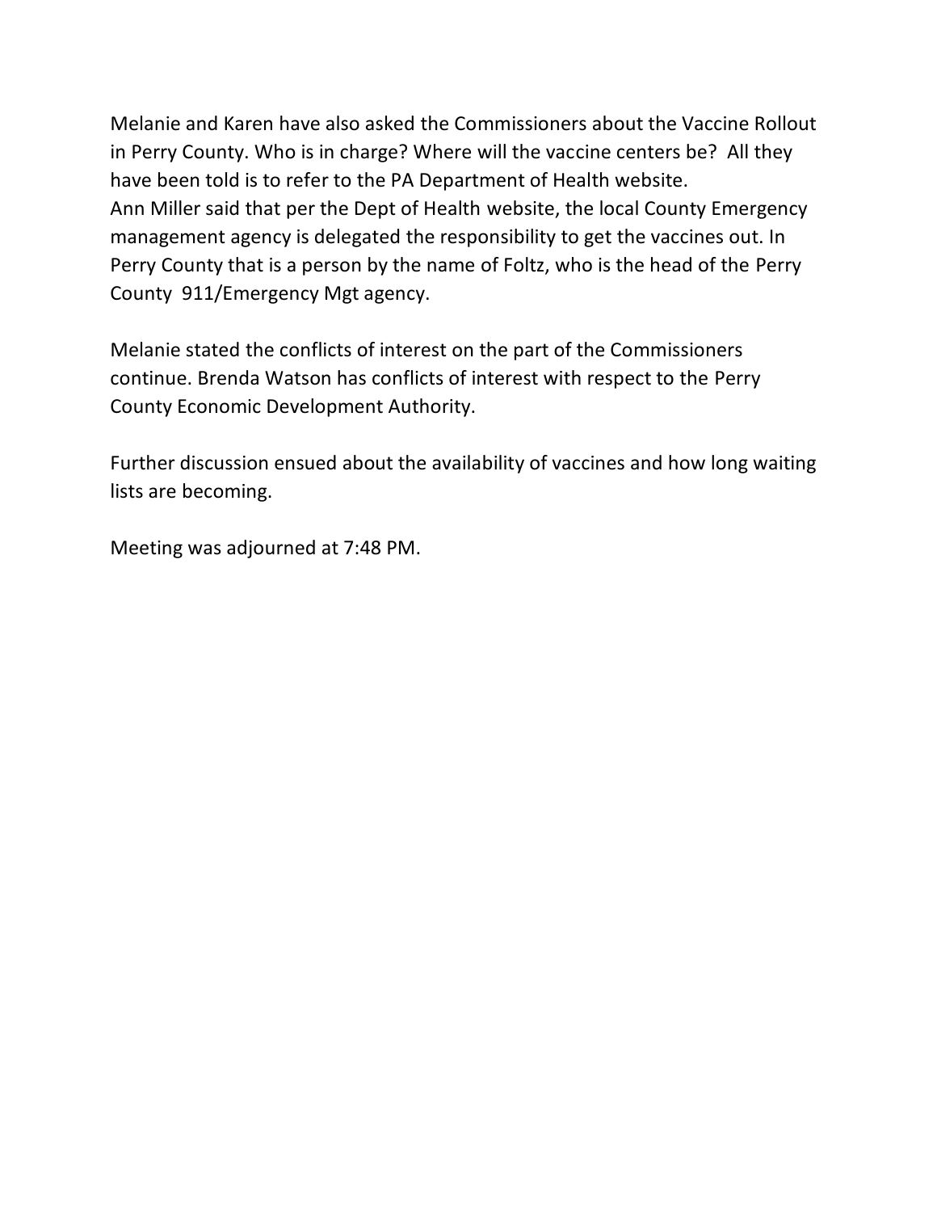Melanie and Karen have also asked the Commissioners about the Vaccine Rollout in Perry County. Who is in charge? Where will the vaccine centers be? All they have been told is to refer to the PA Department of Health website.
Ann Miller said that per the Dept of Health website, the local County Emergency management agency is delegated the responsibility to get the vaccines out. In Perry County that is a person by the name of Foltz, who is the head of the Perry County 911/Emergency Mgt agency.

Melanie stated the conflicts of interest on the part of the Commissioners continue. Brenda Watson has conflicts of interest with respect to the Perry County Economic Development Authority.

Further discussion ensued about the availability of vaccines and how long waiting lists are becoming.

Meeting was adjourned at 7:48 PM.